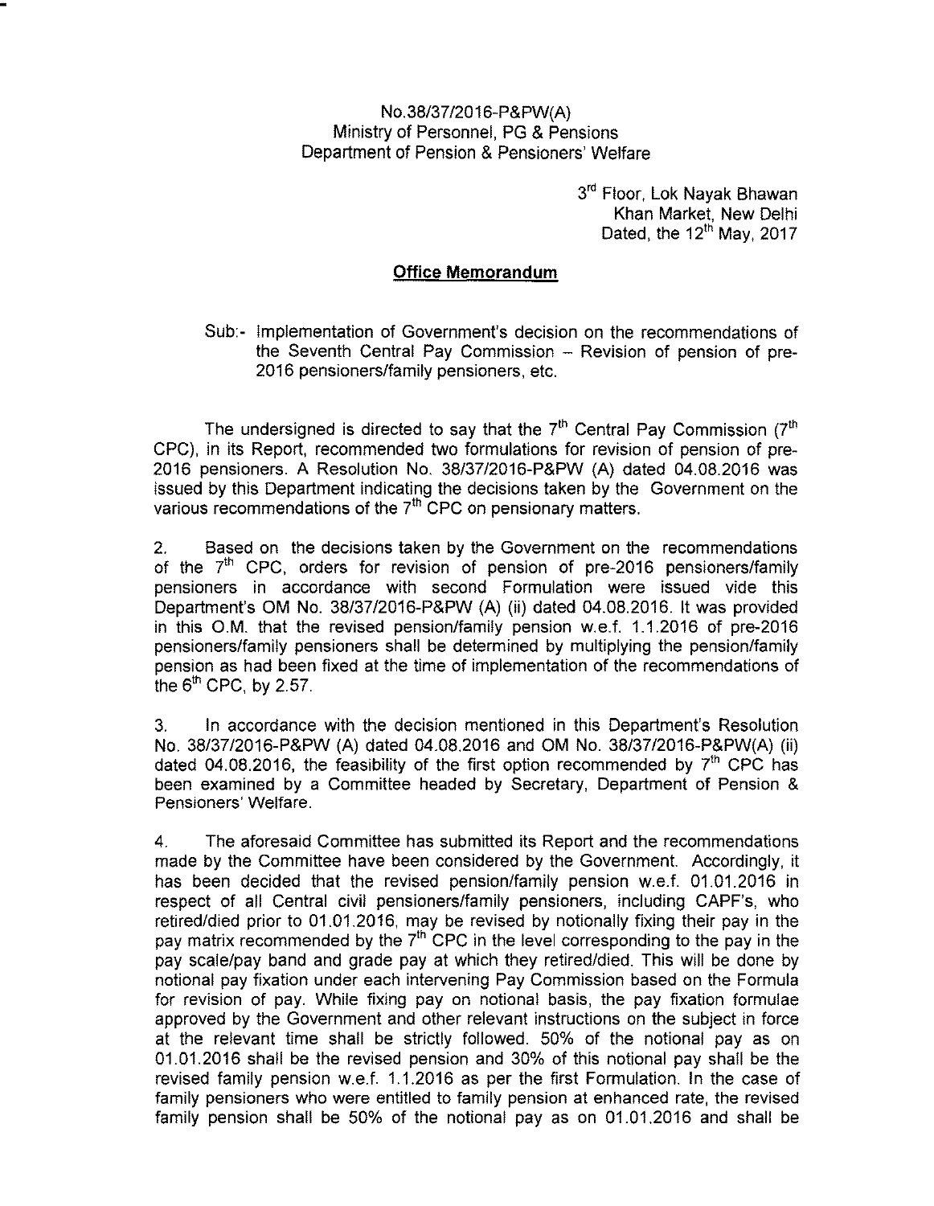No.38/37/2016-P&PW(A)
Ministry of Personnel, PG & Pensions
Department of Pension & Pensioners' Welfare

3rd Floor, Lok Nayak Bhawan
Khan Market, New Delhi
Dated, the 12th May, 2017

## Office Memorandum

Sub:- Implementation of Government's decision on the recommendations of the Seventh Central Pay Commission – Revision of pension of pre-2016 pensioners/family pensioners, etc.

The undersigned is directed to say that the 7th Central Pay Commission (7th CPC), in its Report, recommended two formulations for revision of pension of pre-2016 pensioners. A Resolution No. 38/37/2016-P&PW (A) dated 04.08.2016 was issued by this Department indicating the decisions taken by the Government on the various recommendations of the 7th CPC on pensionary matters.

2. Based on the decisions taken by the Government on the recommendations of the 7th CPC, orders for revision of pension of pre-2016 pensioners/family pensioners in accordance with second Formulation were issued vide this Department's OM No. 38/37/2016-P&PW (A) (ii) dated 04.08.2016. It was provided in this O.M. that the revised pension/family pension w.e.f. 1.1.2016 of pre-2016 pensioners/family pensioners shall be determined by multiplying the pension/family pension as had been fixed at the time of implementation of the recommendations of the 6th CPC, by 2.57.

3. In accordance with the decision mentioned in this Department's Resolution No. 38/37/2016-P&PW (A) dated 04.08.2016 and OM No. 38/37/2016-P&PW(A) (ii) dated 04.08.2016, the feasibility of the first option recommended by 7th CPC has been examined by a Committee headed by Secretary, Department of Pension & Pensioners' Welfare.

4. The aforesaid Committee has submitted its Report and the recommendations made by the Committee have been considered by the Government. Accordingly, it has been decided that the revised pension/family pension w.e.f. 01.01.2016 in respect of all Central civil pensioners/family pensioners, including CAPF's, who retired/died prior to 01.01.2016, may be revised by notionally fixing their pay in the pay matrix recommended by the 7th CPC in the level corresponding to the pay in the pay scale/pay band and grade pay at which they retired/died. This will be done by notional pay fixation under each intervening Pay Commission based on the Formula for revision of pay. While fixing pay on notional basis, the pay fixation formulae approved by the Government and other relevant instructions on the subject in force at the relevant time shall be strictly followed. 50% of the notional pay as on 01.01.2016 shall be the revised pension and 30% of this notional pay shall be the revised family pension w.e.f. 1.1.2016 as per the first Formulation. In the case of family pensioners who were entitled to family pension at enhanced rate, the revised family pension shall be 50% of the notional pay as on 01.01.2016 and shall be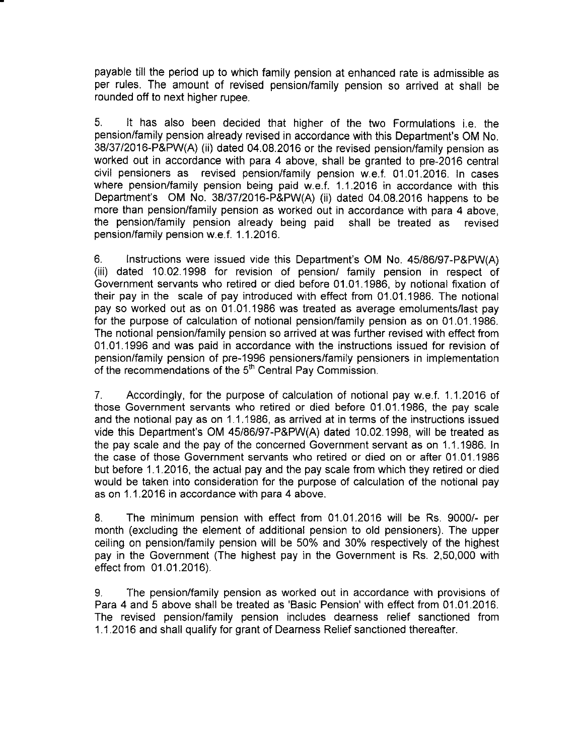payable till the period up to which family pension at enhanced rate is admissible as per rules. The amount of revised pension/family pension so arrived at shall be rounded off to next higher rupee.

5. It has also been decided that higher of the two Formulations i.e. the pension/family pension already revised in accordance with this Department's OM No. 38/37/2016-P&PW(A) (ii) dated 04.08.2016 or the revised pension/family pension as worked out in accordance with para 4 above, shall be granted to pre-2016 central civil pensioners as revised pension/family pension w.e.f. 01.01.2016. In cases where pension/family pension being paid w.e.f. 1.1.2016 in accordance with this Department's OM No. 38/37/2016-P&PW(A) (ii) dated 04.08.2016 happens to be more than pension/family pension as worked out in accordance with para 4 above, the pension/family pension already being paid shall be treated as revised pension/family pension w.e.f. 1.1.2016.

6. Instructions were issued vide this Department's OM No. 45/86/97-P&PW(A) (iii) dated 10.02.1998 for revision of pension/ family pension in respect of Government servants who retired or died before 01.01.1986, by notional fixation of their pay in the scale of pay introduced with effect from 01.01.1986. The notional pay so worked out as on 01.01.1986 was treated as average emoluments/last pay for the purpose of calculation of notional pension/family pension as on 01.01.1986. The notional pension/family pension so arrived at was further revised with effect from 01.01.1996 and was paid in accordance with the instructions issued for revision of pension/family pension of pre-1996 pensioners/family pensioners in implementation of the recommendations of the 5th Central Pay Commission.

7. Accordingly, for the purpose of calculation of notional pay w.e.f. 1.1.2016 of those Government servants who retired or died before 01.01.1986, the pay scale and the notional pay as on 1.1.1986, as arrived at in terms of the instructions issued vide this Department's OM 45/86/97-P&PW(A) dated 10.02.1998, will be treated as the pay scale and the pay of the concerned Government servant as on 1.1.1986. In the case of those Government servants who retired or died on or after 01.01.1986 but before 1.1.2016, the actual pay and the pay scale from which they retired or died would be taken into consideration for the purpose of calculation of the notional pay as on 1.1.2016 in accordance with para 4 above.

8. The minimum pension with effect from 01.01.2016 will be Rs. 9000/- per month (excluding the element of additional pension to old pensioners). The upper ceiling on pension/family pension will be 50% and 30% respectively of the highest pay in the Government (The highest pay in the Government is Rs. 2,50,000 with effect from 01.01.2016).

9. The pension/family pension as worked out in accordance with provisions of Para 4 and 5 above shall be treated as 'Basic Pension' with effect from 01.01.2016. The revised pension/family pension includes dearness relief sanctioned from 1.1.2016 and shall qualify for grant of Dearness Relief sanctioned thereafter.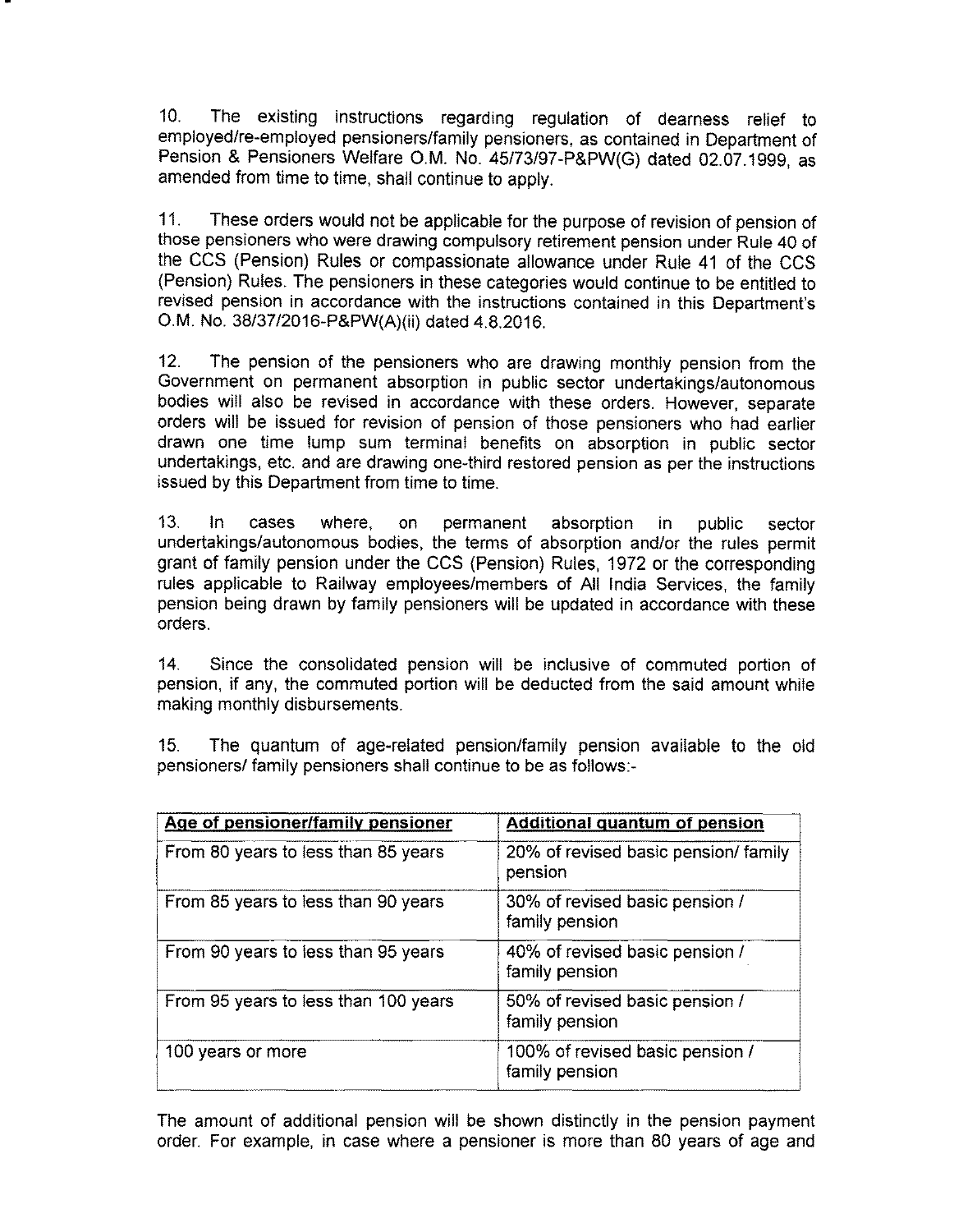10. The existing instructions regarding regulation of dearness relief to employed/re-employed pensioners/family pensioners, as contained in Department of Pension & Pensioners Welfare O.M. No. 45/73/97-P&PW(G) dated 02.07.1999, as amended from time to time, shall continue to apply.

11. These orders would not be applicable for the purpose of revision of pension of those pensioners who were drawing compulsory retirement pension under Rule 40 of the CCS (Pension) Rules or compassionate allowance under Rule 41 of the CCS (Pension) Rules. The pensioners in these categories would continue to be entitled to revised pension in accordance with the instructions contained in this Department's O.M. No. 38/37/2016-P&PW(A)(ii) dated 4.8.2016.

12. The pension of the pensioners who are drawing monthly pension from the Government on permanent absorption in public sector undertakings/autonomous bodies will also be revised in accordance with these orders. However, separate orders will be issued for revision of pension of those pensioners who had earlier drawn one time lump sum terminal benefits on absorption in public sector undertakings, etc. and are drawing one-third restored pension as per the instructions issued by this Department from time to time.

13. In cases where, on permanent absorption in public sector undertakings/autonomous bodies, the terms of absorption and/or the rules permit grant of family pension under the CCS (Pension) Rules, 1972 or the corresponding rules applicable to Railway employees/members of All India Services, the family pension being drawn by family pensioners will be updated in accordance with these orders.

14. Since the consolidated pension will be inclusive of commuted portion of pension, if any, the commuted portion will be deducted from the said amount while making monthly disbursements.

15. The quantum of age-related pension/family pension available to the old pensioners/ family pensioners shall continue to be as follows:-

| Age of pensioner/family pensioner | Additional quantum of pension |
|---|---|
| From 80 years to less than 85 years | 20% of revised basic pension/ family pension |
| From 85 years to less than 90 years | 30% of revised basic pension / family pension |
| From 90 years to less than 95 years | 40% of revised basic pension / family pension |
| From 95 years to less than 100 years | 50% of revised basic pension / family pension |
| 100 years or more | 100% of revised basic pension / family pension |

The amount of additional pension will be shown distinctly in the pension payment order. For example, in case where a pensioner is more than 80 years of age and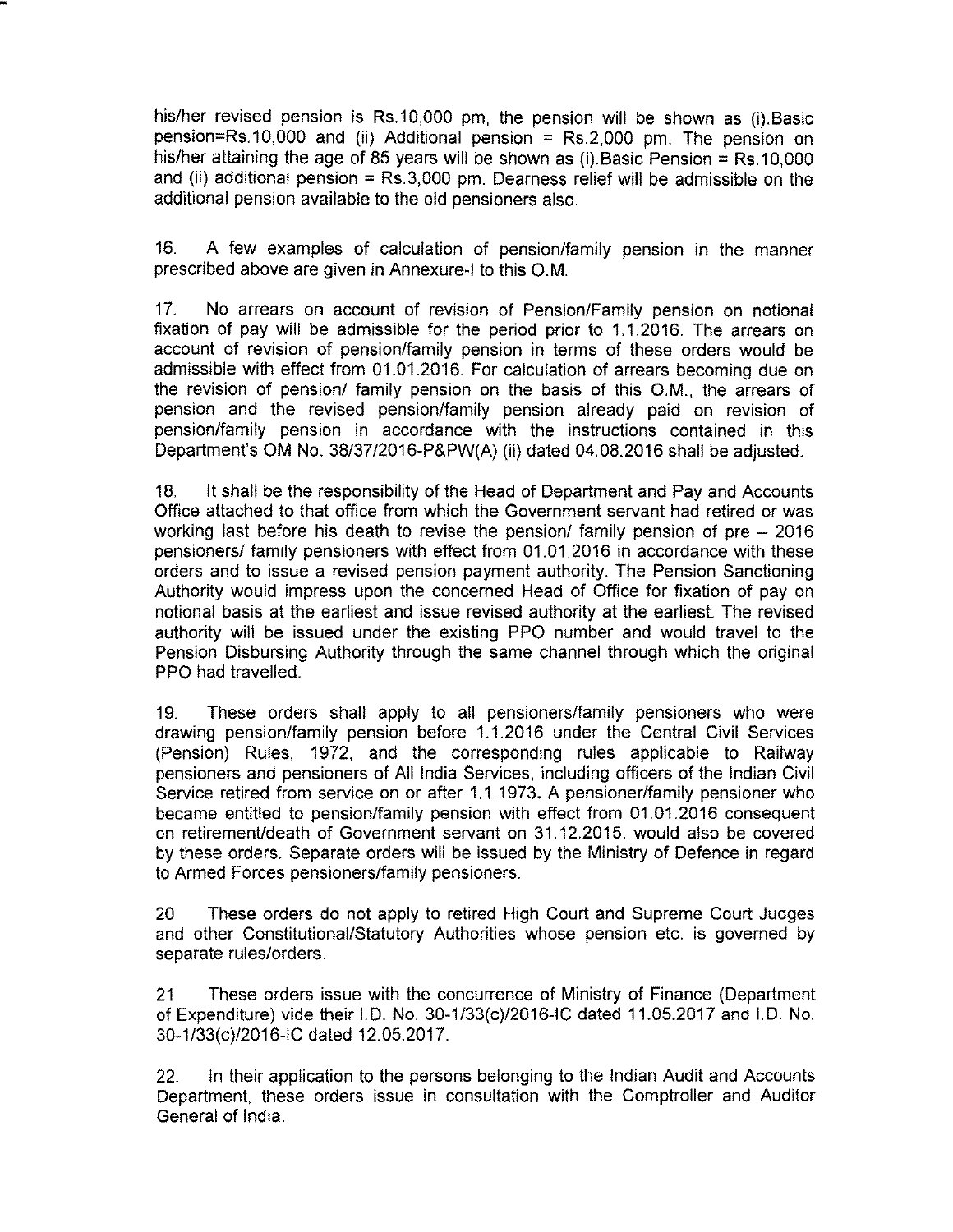his/her revised pension is Rs.10,000 pm, the pension will be shown as (i).Basic pension=Rs.10,000 and (ii) Additional pension = Rs.2,000 pm. The pension on his/her attaining the age of 85 years will be shown as (i).Basic Pension = Rs.10,000 and (ii) additional pension = Rs.3,000 pm. Dearness relief will be admissible on the additional pension available to the old pensioners also.

16. A few examples of calculation of pension/family pension in the manner prescribed above are given in Annexure-I to this O.M.

17. No arrears on account of revision of Pension/Family pension on notional fixation of pay will be admissible for the period prior to 1.1.2016. The arrears on account of revision of pension/family pension in terms of these orders would be admissible with effect from 01.01.2016. For calculation of arrears becoming due on the revision of pension/ family pension on the basis of this O.M., the arrears of pension and the revised pension/family pension already paid on revision of pension/family pension in accordance with the instructions contained in this Department's OM No. 38/37/2016-P&PW(A) (ii) dated 04.08.2016 shall be adjusted.

18. It shall be the responsibility of the Head of Department and Pay and Accounts Office attached to that office from which the Government servant had retired or was working last before his death to revise the pension/ family pension of pre – 2016 pensioners/ family pensioners with effect from 01.01.2016 in accordance with these orders and to issue a revised pension payment authority. The Pension Sanctioning Authority would impress upon the concerned Head of Office for fixation of pay on notional basis at the earliest and issue revised authority at the earliest. The revised authority will be issued under the existing PPO number and would travel to the Pension Disbursing Authority through the same channel through which the original PPO had travelled.

19. These orders shall apply to all pensioners/family pensioners who were drawing pension/family pension before 1.1.2016 under the Central Civil Services (Pension) Rules, 1972, and the corresponding rules applicable to Railway pensioners and pensioners of All India Services, including officers of the Indian Civil Service retired from service on or after 1.1.1973. A pensioner/family pensioner who became entitled to pension/family pension with effect from 01.01.2016 consequent on retirement/death of Government servant on 31.12.2015, would also be covered by these orders. Separate orders will be issued by the Ministry of Defence in regard to Armed Forces pensioners/family pensioners.

20 These orders do not apply to retired High Court and Supreme Court Judges and other Constitutional/Statutory Authorities whose pension etc. is governed by separate rules/orders.

21 These orders issue with the concurrence of Ministry of Finance (Department of Expenditure) vide their I.D. No. 30-1/33(c)/2016-IC dated 11.05.2017 and I.D. No. 30-1/33(c)/2016-IC dated 12.05.2017.

22. In their application to the persons belonging to the Indian Audit and Accounts Department, these orders issue in consultation with the Comptroller and Auditor General of India.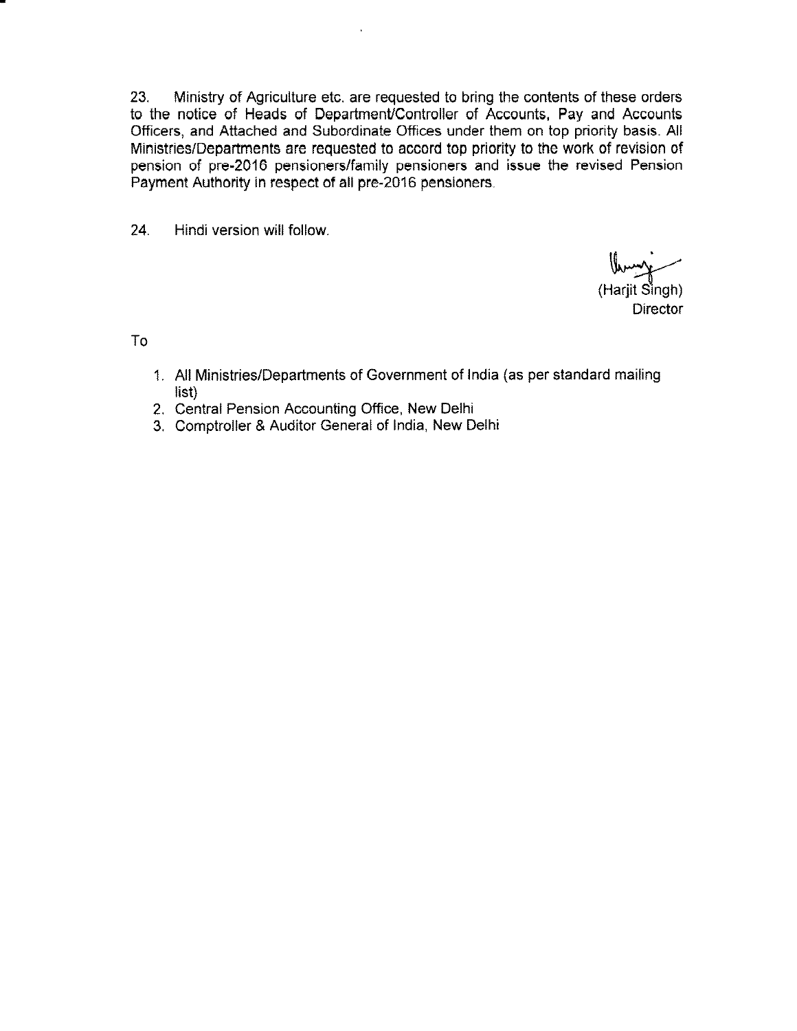23. Ministry of Agriculture etc. are requested to bring the contents of these orders to the notice of Heads of Department/Controller of Accounts, Pay and Accounts Officers, and Attached and Subordinate Offices under them on top priority basis. All Ministries/Departments are requested to accord top priority to the work of revision of pension of pre-2016 pensioners/family pensioners and issue the revised Pension Payment Authority in respect of all pre-2016 pensioners.

24. Hindi version will follow.

(Harjit Singh)
Director

To

1. All Ministries/Departments of Government of India (as per standard mailing list)
2. Central Pension Accounting Office, New Delhi
3. Comptroller & Auditor General of India, New Delhi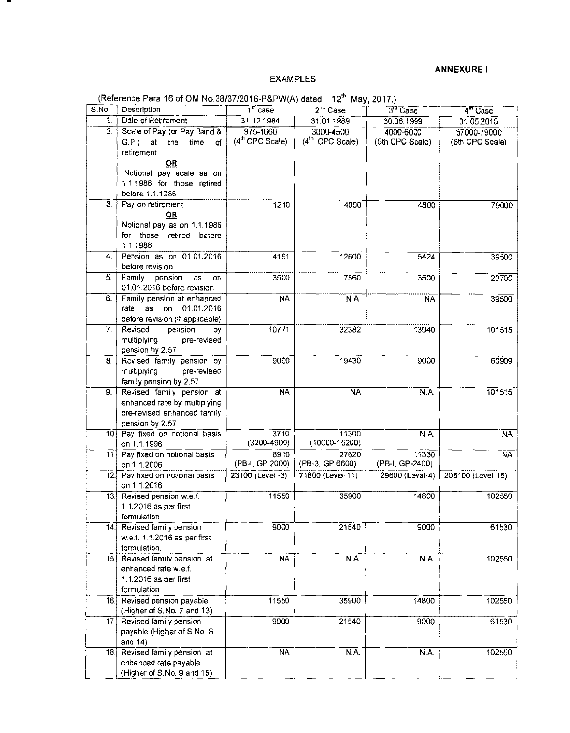**ANNEXURE I**

EXAMPLES

(Reference Para 16 of OM No.38/37/2016-P&PW(A) dated 12th May, 2017.)

| S.No | Description | 1st case | 2nd Case | 3rd Case | 4th Case |
|---|---|---|---|---|---|
| 1. | Date of Retirement | 31.12.1984 | 31.01.1989 | 30.06.1999 | 31.05.2015 |
| 2. | Scale of Pay (or Pay Band & G.P.) at the time of retirement **OR** Notional pay scale as on 1.1.1986 for those retired before 1.1.1986 | 975-1660 (4th CPC Scale) | 3000-4500 (4th CPC Scale) | 4000-6000 (5th CPC Scale) | 67000-79000 (6th CPC Scale) |
| 3. | Pay on retirement **OR** Notional pay as on 1.1.1986 for those retired before 1.1.1986 | 1210 | 4000 | 4800 | 79000 |
| 4. | Pension as on 01.01.2016 before revision | 4191 | 12600 | 5424 | 39500 |
| 5. | Family pension as on 01.01.2016 before revision | 3500 | 7560 | 3500 | 23700 |
| 6. | Family pension at enhanced rate as on 01.01.2016 before revision (if applicable) | NA | N.A. | NA | 39500 |
| 7. | Revised pension by multiplying pre-revised pension by 2.57 | 10771 | 32382 | 13940 | 101515 |
| 8. | Revised family pension by multiplying pre-revised family pension by 2.57 | 9000 | 19430 | 9000 | 60909 |
| 9. | Revised family pension at enhanced rate by multiplying pre-revised enhanced family pension by 2.57 | NA | NA | N.A. | 101515 |
| 10. | Pay fixed on notional basis on 1.1.1996 | 3710 (3200-4900) | 11300 (10000-15200) | N.A. | NA |
| 11. | Pay fixed on notional basis on 1.1.2006 | 8910 (PB-I, GP 2000) | 27620 (PB-3, GP 6600) | 11330 (PB-I, GP-2400) | NA |
| 12. | Pay fixed on notional basis on 1.1.2016 | 23100 (Level -3) | 71800 (Level-11) | 29600 (Leval-4) | 205100 (Level-15) |
| 13. | Revised pension w.e.f. 1.1.2016 as per first formulation. | 11550 | 35900 | 14800 | 102550 |
| 14. | Revised family pension w.e.f. 1.1.2016 as per first formulation. | 9000 | 21540 | 9000 | 61530 |
| 15. | Revised family pension at enhanced rate w.e.f. 1.1.2016 as per first formulation. | NA | N.A. | N.A. | 102550 |
| 16. | Revised pension payable (Higher of S.No. 7 and 13) | 11550 | 35900 | 14800 | 102550 |
| 17. | Revised family pension payable (Higher of S.No. 8 and 14) | 9000 | 21540 | 9000 | 61530 |
| 18. | Revised family pension at enhanced rate payable (Higher of S.No. 9 and 15) | NA | N.A. | N.A. | 102550 |